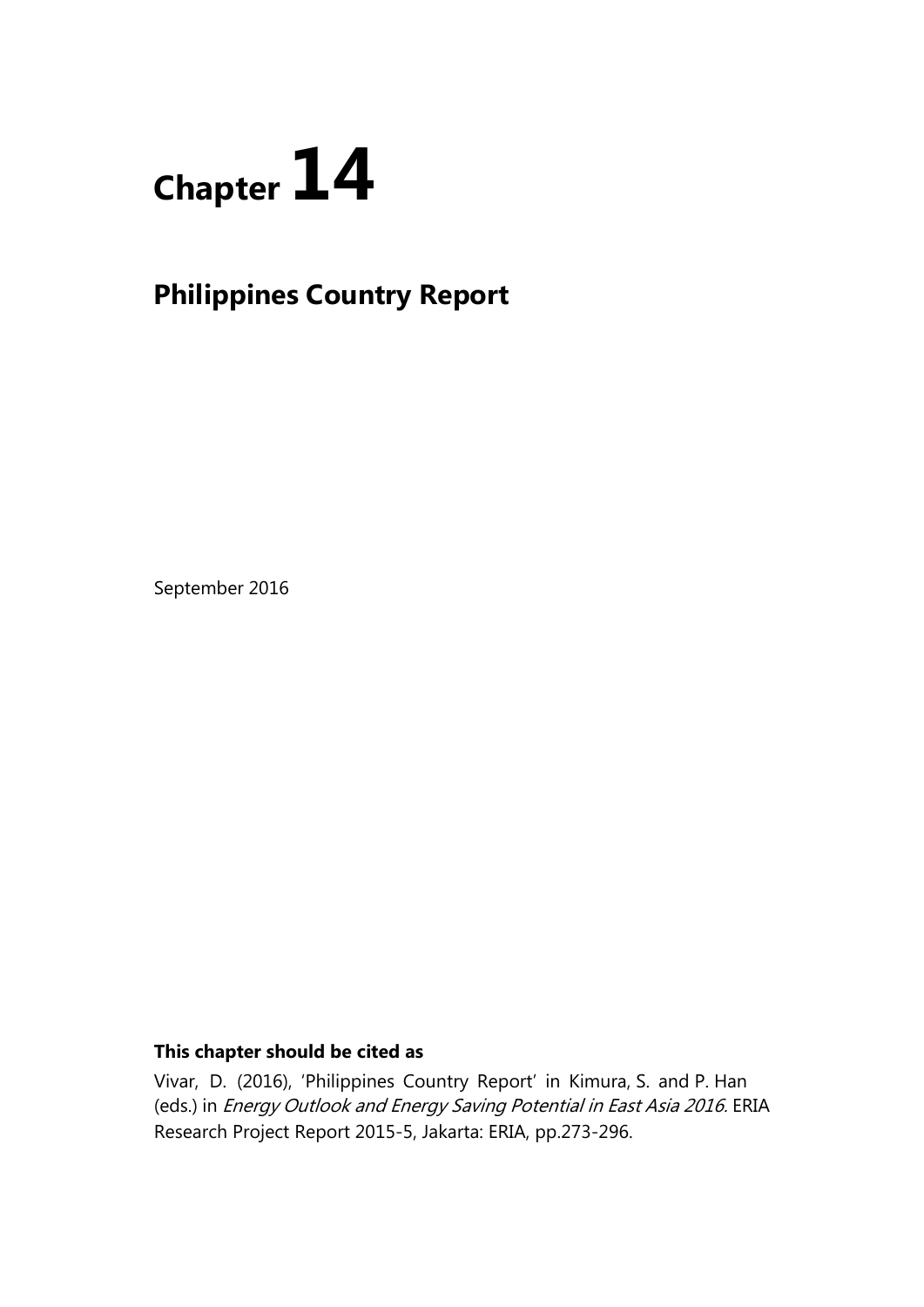# Chapter 14

## Philippines Country Report

September 2016

**This chapter should be cited as**

Vivar, D. (2016), 'Philippines Country Report' in Kimura, S. and P. Han (eds.) in *Energy Outlook and Energy Saving Potential in East Asia 2016.* ERIA Research Project Report 2015-5, Jakarta: ERIA, pp.273-296.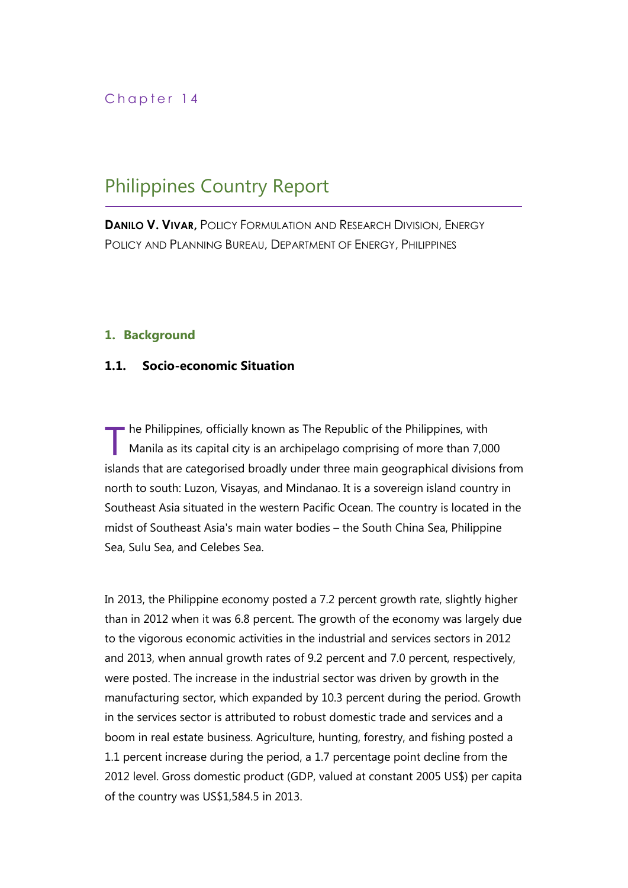Chapter 14

# Philippines Country Report

**DANILO V. VIVAR,** POLICY FORMULATION AND RESEARCH DIVISION, ENERGY POLICY AND PLANNING BUREAU, DEPARTMENT OF ENERGY, PHILIPPINES

## 1. Background

### 1.1. Socio-economic Situation

The Philippines, officially known as The Republic of the Philippines, with Manila as its capital city is an archipelago comprising of more than 7,000 islands that are categorised broadly under three main geographical divisions from north to south: Luzon, Visayas, and Mindanao. It is a sovereign island country in Southeast Asia situated in the western Pacific Ocean. The country is located in the midst of Southeast Asia's main water bodies – the South China Sea, Philippine Sea, Sulu Sea, and Celebes Sea.

In 2013, the Philippine economy posted a 7.2 percent growth rate, slightly higher than in 2012 when it was 6.8 percent. The growth of the economy was largely due to the vigorous economic activities in the industrial and services sectors in 2012 and 2013, when annual growth rates of 9.2 percent and 7.0 percent, respectively, were posted. The increase in the industrial sector was driven by growth in the manufacturing sector, which expanded by 10.3 percent during the period. Growth in the services sector is attributed to robust domestic trade and services and a boom in real estate business. Agriculture, hunting, forestry, and fishing posted a 1.1 percent increase during the period, a 1.7 percentage point decline from the 2012 level. Gross domestic product (GDP, valued at constant 2005 US$) per capita of the country was US$1,584.5 in 2013.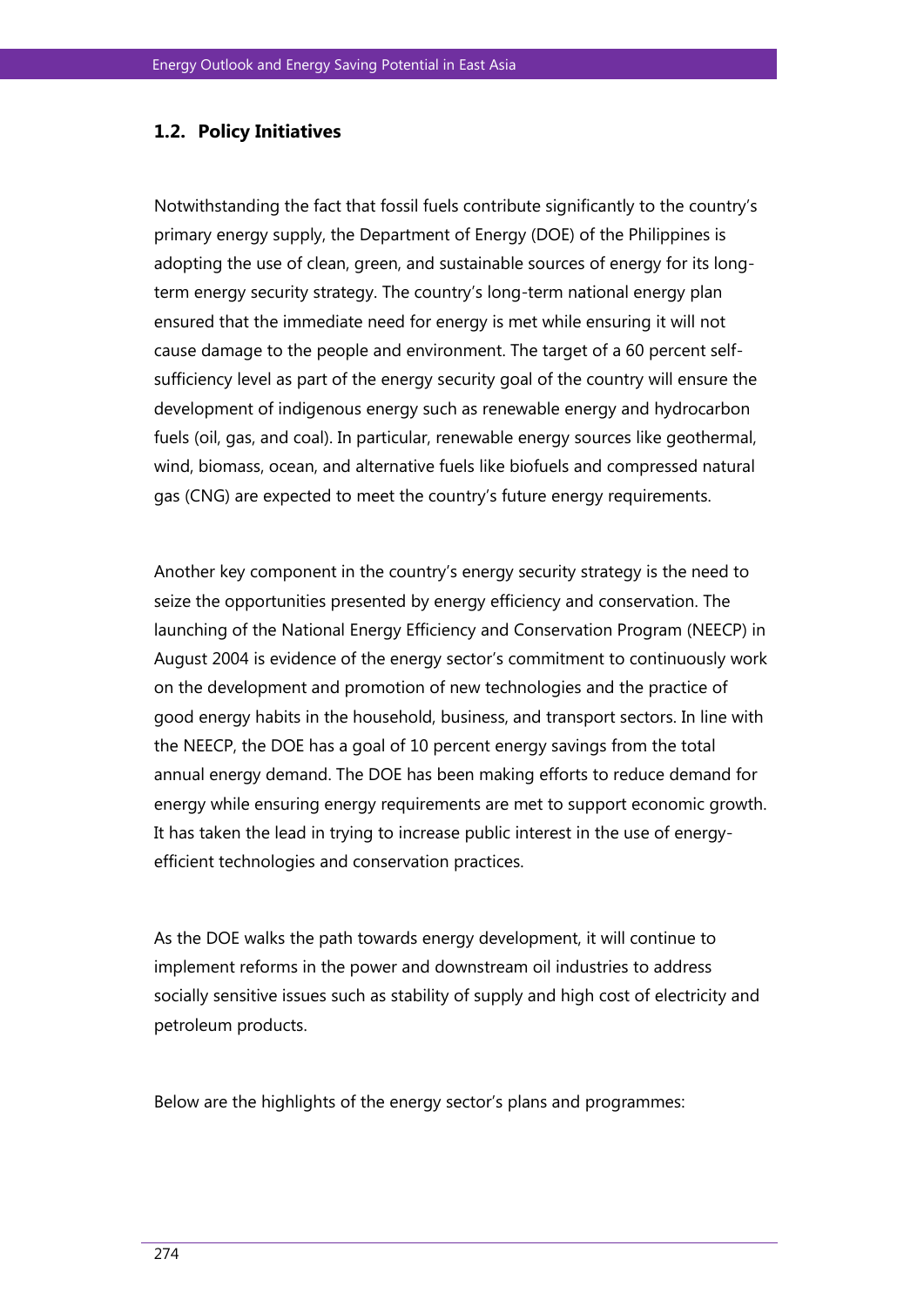### 1.2. Policy Initiatives

Notwithstanding the fact that fossil fuels contribute significantly to the country's primary energy supply, the Department of Energy (DOE) of the Philippines is adopting the use of clean, green, and sustainable sources of energy for its long-term energy security strategy. The country's long-term national energy plan ensured that the immediate need for energy is met while ensuring it will not cause damage to the people and environment. The target of a 60 percent self-sufficiency level as part of the energy security goal of the country will ensure the development of indigenous energy such as renewable energy and hydrocarbon fuels (oil, gas, and coal). In particular, renewable energy sources like geothermal, wind, biomass, ocean, and alternative fuels like biofuels and compressed natural gas (CNG) are expected to meet the country's future energy requirements.

Another key component in the country's energy security strategy is the need to seize the opportunities presented by energy efficiency and conservation. The launching of the National Energy Efficiency and Conservation Program (NEECP) in August 2004 is evidence of the energy sector's commitment to continuously work on the development and promotion of new technologies and the practice of good energy habits in the household, business, and transport sectors. In line with the NEECP, the DOE has a goal of 10 percent energy savings from the total annual energy demand. The DOE has been making efforts to reduce demand for energy while ensuring energy requirements are met to support economic growth. It has taken the lead in trying to increase public interest in the use of energy-efficient technologies and conservation practices.

As the DOE walks the path towards energy development, it will continue to implement reforms in the power and downstream oil industries to address socially sensitive issues such as stability of supply and high cost of electricity and petroleum products.

Below are the highlights of the energy sector's plans and programmes: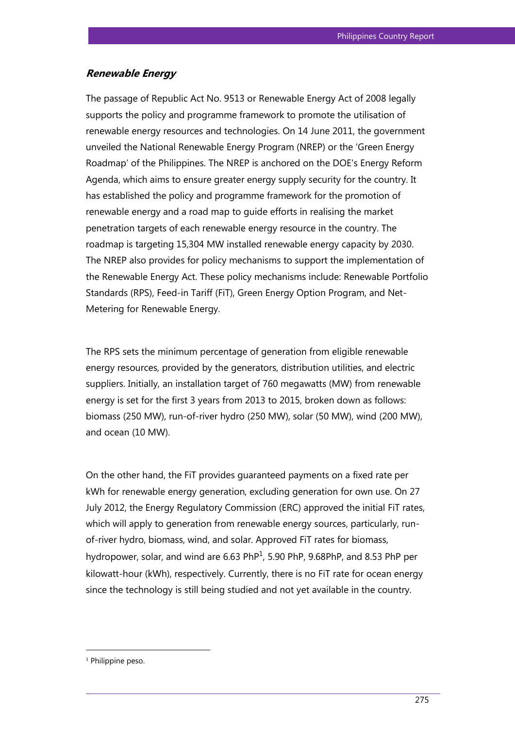### *Renewable Energy*

The passage of Republic Act No. 9513 or Renewable Energy Act of 2008 legally supports the policy and programme framework to promote the utilisation of renewable energy resources and technologies. On 14 June 2011, the government unveiled the National Renewable Energy Program (NREP) or the 'Green Energy Roadmap' of the Philippines. The NREP is anchored on the DOE's Energy Reform Agenda, which aims to ensure greater energy supply security for the country. It has established the policy and programme framework for the promotion of renewable energy and a road map to guide efforts in realising the market penetration targets of each renewable energy resource in the country. The roadmap is targeting 15,304 MW installed renewable energy capacity by 2030. The NREP also provides for policy mechanisms to support the implementation of the Renewable Energy Act. These policy mechanisms include: Renewable Portfolio Standards (RPS), Feed-in Tariff (FiT), Green Energy Option Program, and Net-Metering for Renewable Energy.

The RPS sets the minimum percentage of generation from eligible renewable energy resources, provided by the generators, distribution utilities, and electric suppliers. Initially, an installation target of 760 megawatts (MW) from renewable energy is set for the first 3 years from 2013 to 2015, broken down as follows: biomass (250 MW), run-of-river hydro (250 MW), solar (50 MW), wind (200 MW), and ocean (10 MW).

On the other hand, the FiT provides guaranteed payments on a fixed rate per kWh for renewable energy generation, excluding generation for own use. On 27 July 2012, the Energy Regulatory Commission (ERC) approved the initial FiT rates, which will apply to generation from renewable energy sources, particularly, run-of-river hydro, biomass, wind, and solar. Approved FiT rates for biomass, hydropower, solar, and wind are 6.63 PhP[1], 5.90 PhP, 9.68PhP, and 8.53 PhP per kilowatt-hour (kWh), respectively. Currently, there is no FiT rate for ocean energy since the technology is still being studied and not yet available in the country.

---

[1] Philippine peso.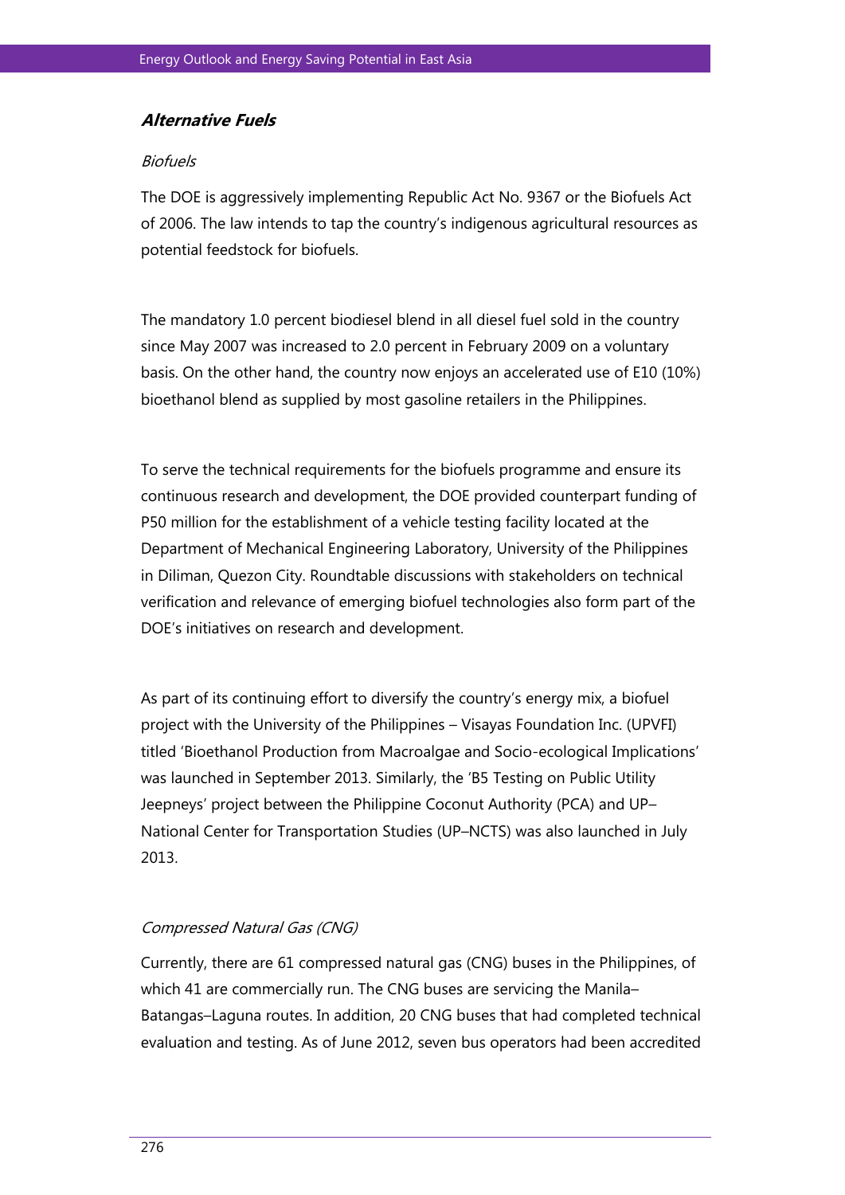### ***Alternative Fuels***

*Biofuels*

The DOE is aggressively implementing Republic Act No. 9367 or the Biofuels Act of 2006. The law intends to tap the country's indigenous agricultural resources as potential feedstock for biofuels.

The mandatory 1.0 percent biodiesel blend in all diesel fuel sold in the country since May 2007 was increased to 2.0 percent in February 2009 on a voluntary basis. On the other hand, the country now enjoys an accelerated use of E10 (10%) bioethanol blend as supplied by most gasoline retailers in the Philippines.

To serve the technical requirements for the biofuels programme and ensure its continuous research and development, the DOE provided counterpart funding of P50 million for the establishment of a vehicle testing facility located at the Department of Mechanical Engineering Laboratory, University of the Philippines in Diliman, Quezon City. Roundtable discussions with stakeholders on technical verification and relevance of emerging biofuel technologies also form part of the DOE's initiatives on research and development.

As part of its continuing effort to diversify the country's energy mix, a biofuel project with the University of the Philippines – Visayas Foundation Inc. (UPVFI) titled 'Bioethanol Production from Macroalgae and Socio-ecological Implications' was launched in September 2013. Similarly, the 'B5 Testing on Public Utility Jeepneys' project between the Philippine Coconut Authority (PCA) and UP–National Center for Transportation Studies (UP–NCTS) was also launched in July 2013.

*Compressed Natural Gas (CNG)*

Currently, there are 61 compressed natural gas (CNG) buses in the Philippines, of which 41 are commercially run. The CNG buses are servicing the Manila–Batangas–Laguna routes. In addition, 20 CNG buses that had completed technical evaluation and testing. As of June 2012, seven bus operators had been accredited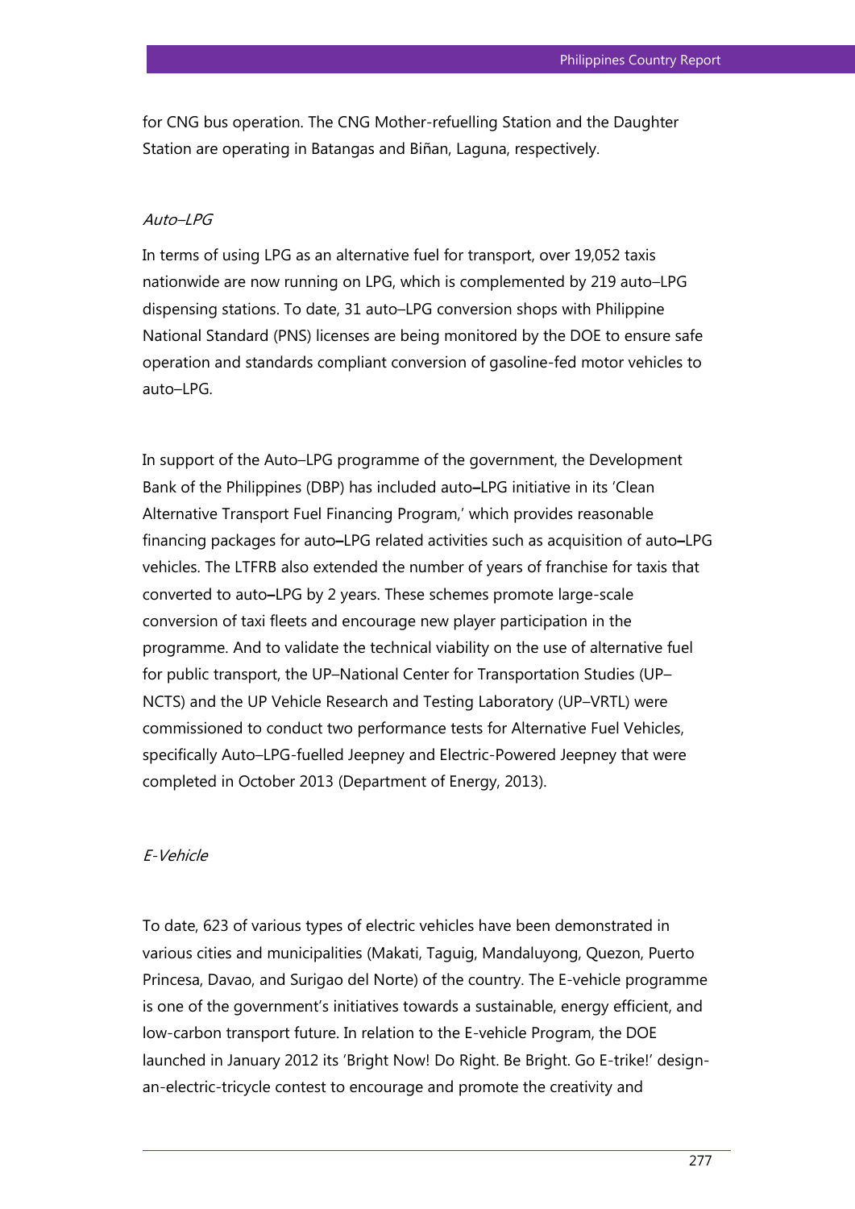for CNG bus operation. The CNG Mother-refuelling Station and the Daughter Station are operating in Batangas and Biñan, Laguna, respectively.

*Auto–LPG*

In terms of using LPG as an alternative fuel for transport, over 19,052 taxis nationwide are now running on LPG, which is complemented by 219 auto–LPG dispensing stations. To date, 31 auto–LPG conversion shops with Philippine National Standard (PNS) licenses are being monitored by the DOE to ensure safe operation and standards compliant conversion of gasoline-fed motor vehicles to auto–LPG.

In support of the Auto–LPG programme of the government, the Development Bank of the Philippines (DBP) has included auto–LPG initiative in its 'Clean Alternative Transport Fuel Financing Program,' which provides reasonable financing packages for auto–LPG related activities such as acquisition of auto–LPG vehicles. The LTFRB also extended the number of years of franchise for taxis that converted to auto–LPG by 2 years. These schemes promote large-scale conversion of taxi fleets and encourage new player participation in the programme. And to validate the technical viability on the use of alternative fuel for public transport, the UP–National Center for Transportation Studies (UP–NCTS) and the UP Vehicle Research and Testing Laboratory (UP–VRTL) were commissioned to conduct two performance tests for Alternative Fuel Vehicles, specifically Auto–LPG-fuelled Jeepney and Electric-Powered Jeepney that were completed in October 2013 (Department of Energy, 2013).

*E-Vehicle*

To date, 623 of various types of electric vehicles have been demonstrated in various cities and municipalities (Makati, Taguig, Mandaluyong, Quezon, Puerto Princesa, Davao, and Surigao del Norte) of the country. The E-vehicle programme is one of the government's initiatives towards a sustainable, energy efficient, and low-carbon transport future. In relation to the E-vehicle Program, the DOE launched in January 2012 its 'Bright Now! Do Right. Be Bright. Go E-trike!' design-an-electric-tricycle contest to encourage and promote the creativity and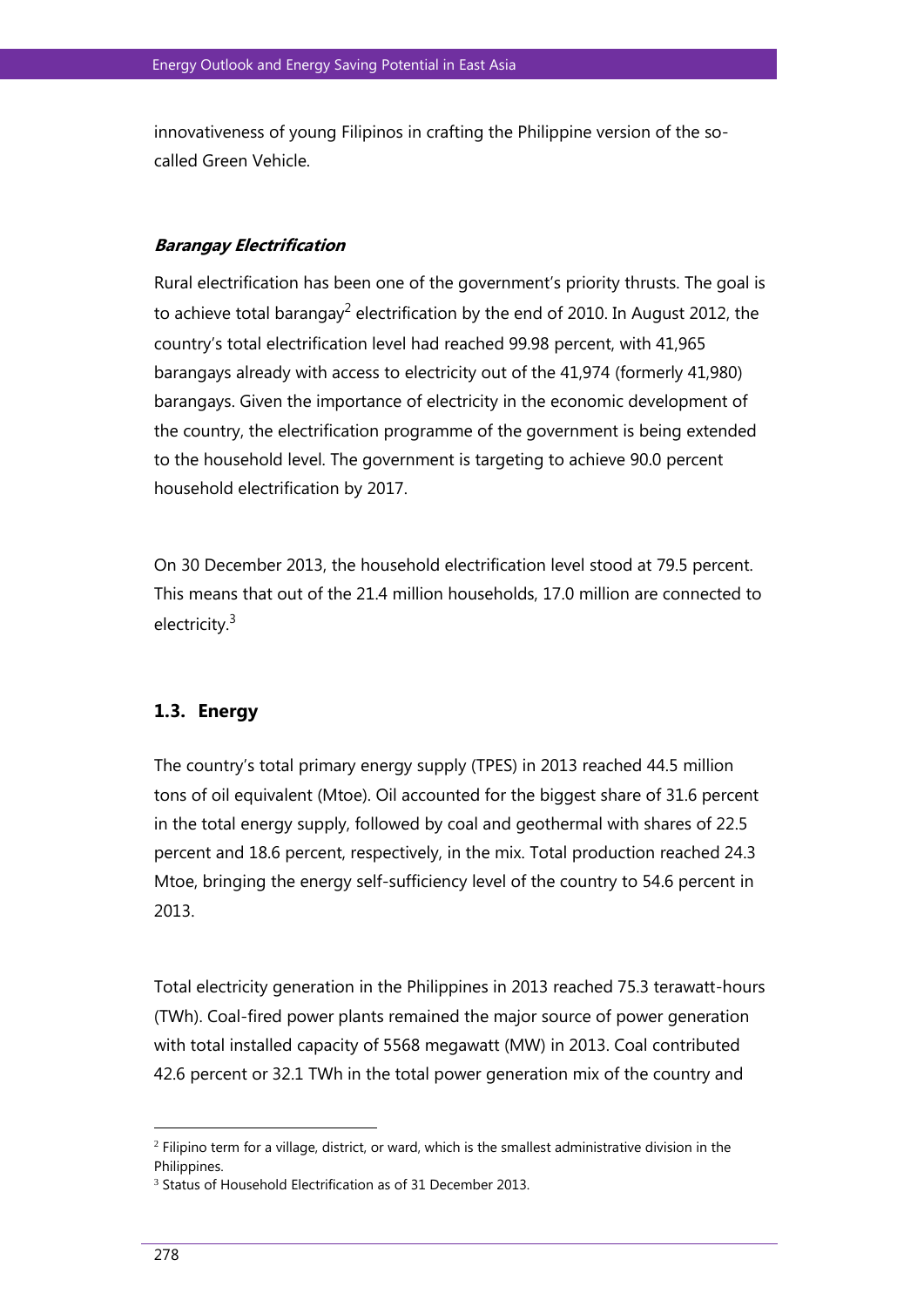innovativeness of young Filipinos in crafting the Philippine version of the so-called Green Vehicle.

***Barangay Electrification***

Rural electrification has been one of the government's priority thrusts. The goal is to achieve total barangay[2] electrification by the end of 2010. In August 2012, the country's total electrification level had reached 99.98 percent, with 41,965 barangays already with access to electricity out of the 41,974 (formerly 41,980) barangays. Given the importance of electricity in the economic development of the country, the electrification programme of the government is being extended to the household level. The government is targeting to achieve 90.0 percent household electrification by 2017.

On 30 December 2013, the household electrification level stood at 79.5 percent. This means that out of the 21.4 million households, 17.0 million are connected to electricity.[3]

## 1.3. Energy

The country's total primary energy supply (TPES) in 2013 reached 44.5 million tons of oil equivalent (Mtoe). Oil accounted for the biggest share of 31.6 percent in the total energy supply, followed by coal and geothermal with shares of 22.5 percent and 18.6 percent, respectively, in the mix. Total production reached 24.3 Mtoe, bringing the energy self-sufficiency level of the country to 54.6 percent in 2013.

Total electricity generation in the Philippines in 2013 reached 75.3 terawatt-hours (TWh). Coal-fired power plants remained the major source of power generation with total installed capacity of 5568 megawatt (MW) in 2013. Coal contributed 42.6 percent or 32.1 TWh in the total power generation mix of the country and

---

[2] Filipino term for a village, district, or ward, which is the smallest administrative division in the Philippines.

[3] Status of Household Electrification as of 31 December 2013.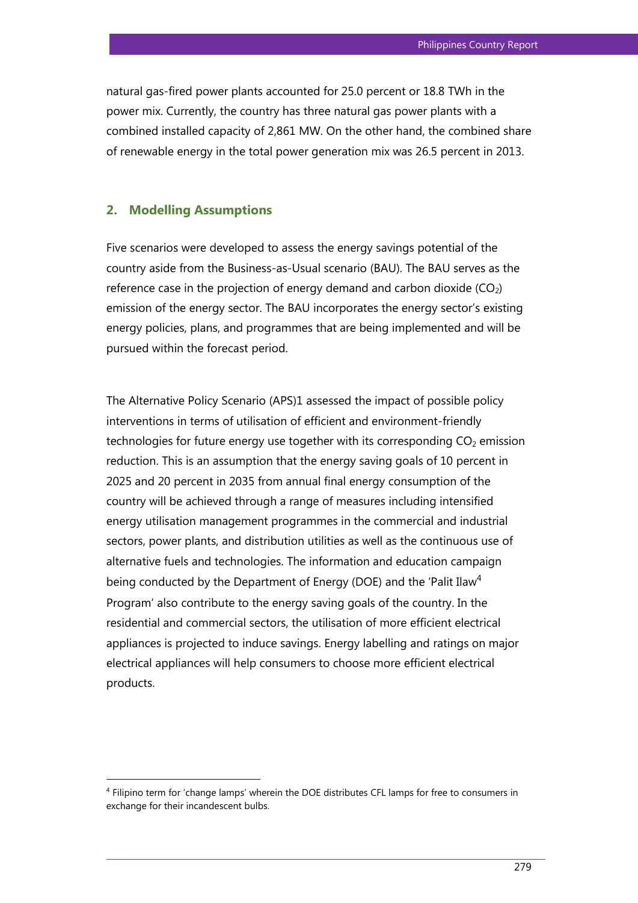natural gas-fired power plants accounted for 25.0 percent or 18.8 TWh in the power mix. Currently, the country has three natural gas power plants with a combined installed capacity of 2,861 MW. On the other hand, the combined share of renewable energy in the total power generation mix was 26.5 percent in 2013.

## 2. Modelling Assumptions

Five scenarios were developed to assess the energy savings potential of the country aside from the Business-as-Usual scenario (BAU). The BAU serves as the reference case in the projection of energy demand and carbon dioxide ($CO_2$) emission of the energy sector. The BAU incorporates the energy sector's existing energy policies, plans, and programmes that are being implemented and will be pursued within the forecast period.

The Alternative Policy Scenario (APS)1 assessed the impact of possible policy interventions in terms of utilisation of efficient and environment-friendly technologies for future energy use together with its corresponding $CO_2$ emission reduction. This is an assumption that the energy saving goals of 10 percent in 2025 and 20 percent in 2035 from annual final energy consumption of the country will be achieved through a range of measures including intensified energy utilisation management programmes in the commercial and industrial sectors, power plants, and distribution utilities as well as the continuous use of alternative fuels and technologies. The information and education campaign being conducted by the Department of Energy (DOE) and the 'Palit Ilaw[4] Program' also contribute to the energy saving goals of the country. In the residential and commercial sectors, the utilisation of more efficient electrical appliances is projected to induce savings. Energy labelling and ratings on major electrical appliances will help consumers to choose more efficient electrical products.

[4] Filipino term for 'change lamps' wherein the DOE distributes CFL lamps for free to consumers in exchange for their incandescent bulbs.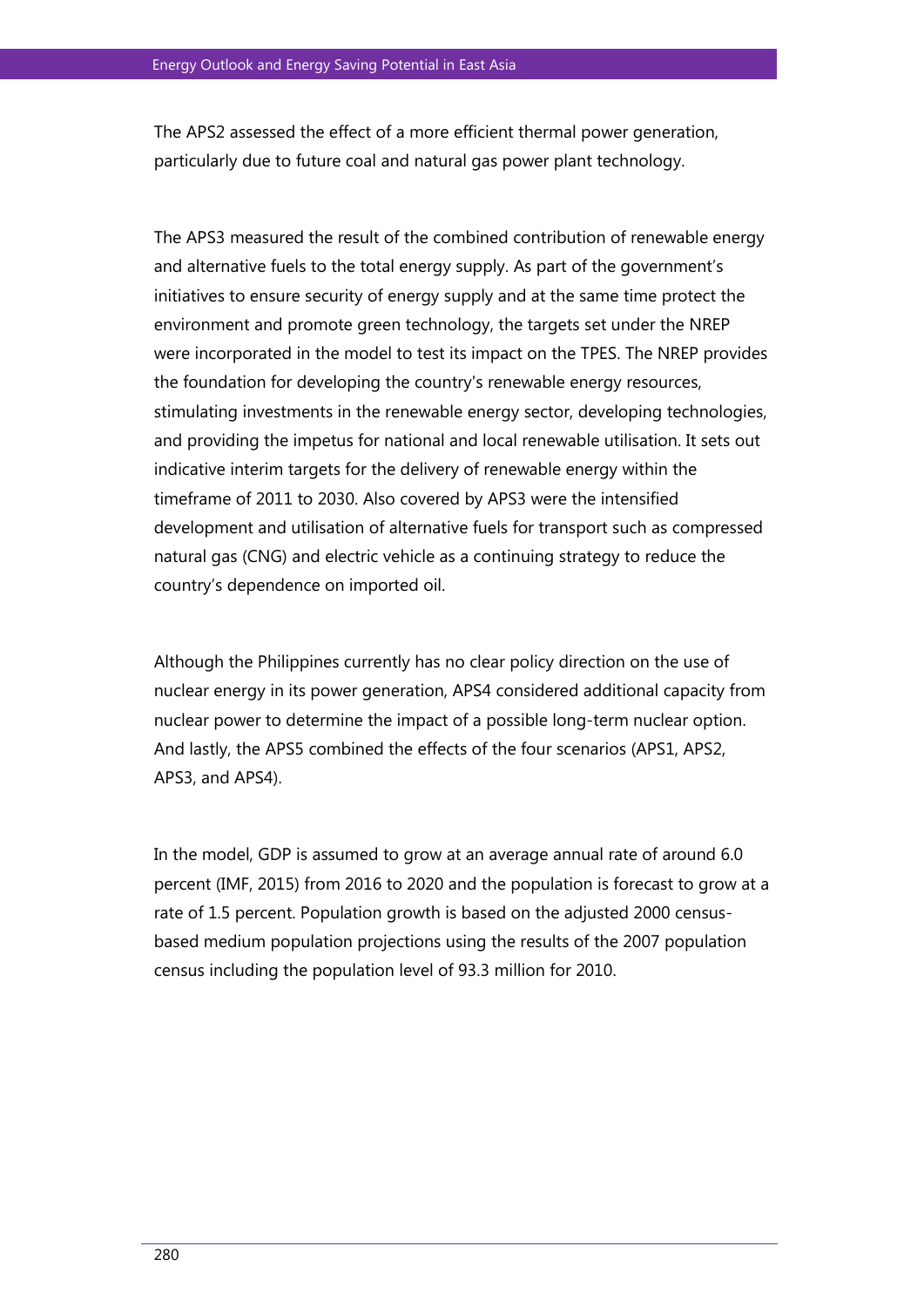The APS2 assessed the effect of a more efficient thermal power generation, particularly due to future coal and natural gas power plant technology.

The APS3 measured the result of the combined contribution of renewable energy and alternative fuels to the total energy supply. As part of the government's initiatives to ensure security of energy supply and at the same time protect the environment and promote green technology, the targets set under the NREP were incorporated in the model to test its impact on the TPES. The NREP provides the foundation for developing the country's renewable energy resources, stimulating investments in the renewable energy sector, developing technologies, and providing the impetus for national and local renewable utilisation. It sets out indicative interim targets for the delivery of renewable energy within the timeframe of 2011 to 2030. Also covered by APS3 were the intensified development and utilisation of alternative fuels for transport such as compressed natural gas (CNG) and electric vehicle as a continuing strategy to reduce the country's dependence on imported oil.

Although the Philippines currently has no clear policy direction on the use of nuclear energy in its power generation, APS4 considered additional capacity from nuclear power to determine the impact of a possible long-term nuclear option. And lastly, the APS5 combined the effects of the four scenarios (APS1, APS2, APS3, and APS4).

In the model, GDP is assumed to grow at an average annual rate of around 6.0 percent (IMF, 2015) from 2016 to 2020 and the population is forecast to grow at a rate of 1.5 percent. Population growth is based on the adjusted 2000 census-based medium population projections using the results of the 2007 population census including the population level of 93.3 million for 2010.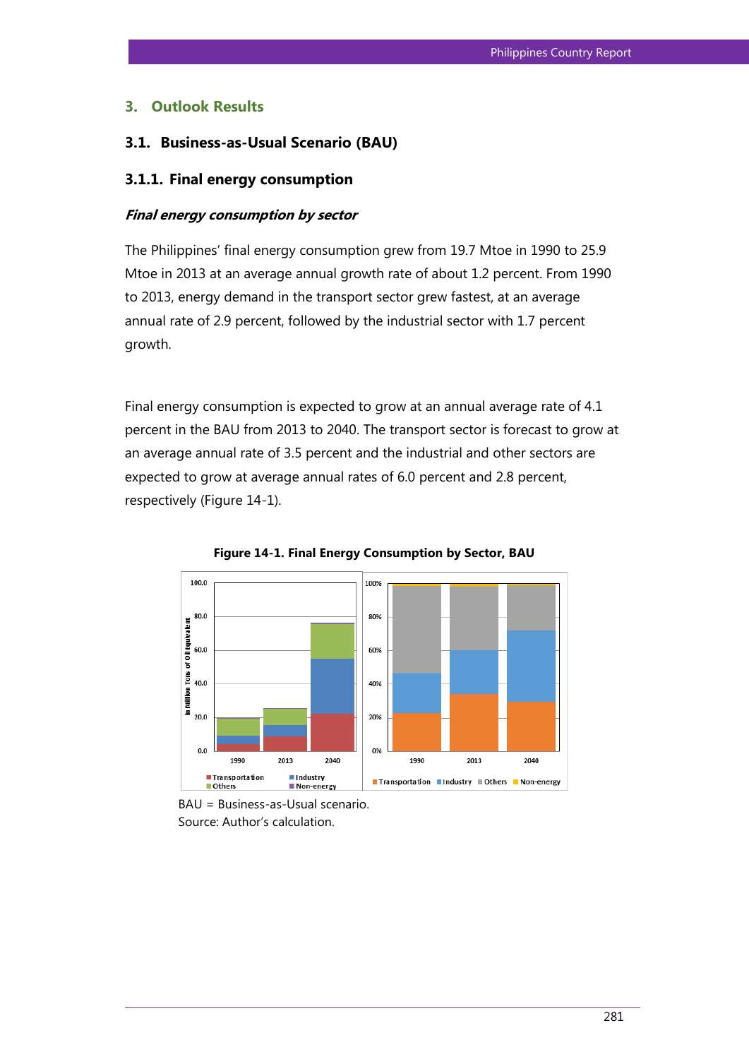## 3. Outlook Results

### 3.1. Business-as-Usual Scenario (BAU)

### 3.1.1. Final energy consumption

***Final energy consumption by sector***

The Philippines' final energy consumption grew from 19.7 Mtoe in 1990 to 25.9 Mtoe in 2013 at an average annual growth rate of about 1.2 percent. From 1990 to 2013, energy demand in the transport sector grew fastest, at an average annual rate of 2.9 percent, followed by the industrial sector with 1.7 percent growth.

Final energy consumption is expected to grow at an annual average rate of 4.1 percent in the BAU from 2013 to 2040. The transport sector is forecast to grow at an average annual rate of 3.5 percent and the industrial and other sectors are expected to grow at average annual rates of 6.0 percent and 2.8 percent, respectively (Figure 14-1).

**Figure 14-1. Final Energy Consumption by Sector, BAU**

BAU = Business-as-Usual scenario.
Source: Author's calculation.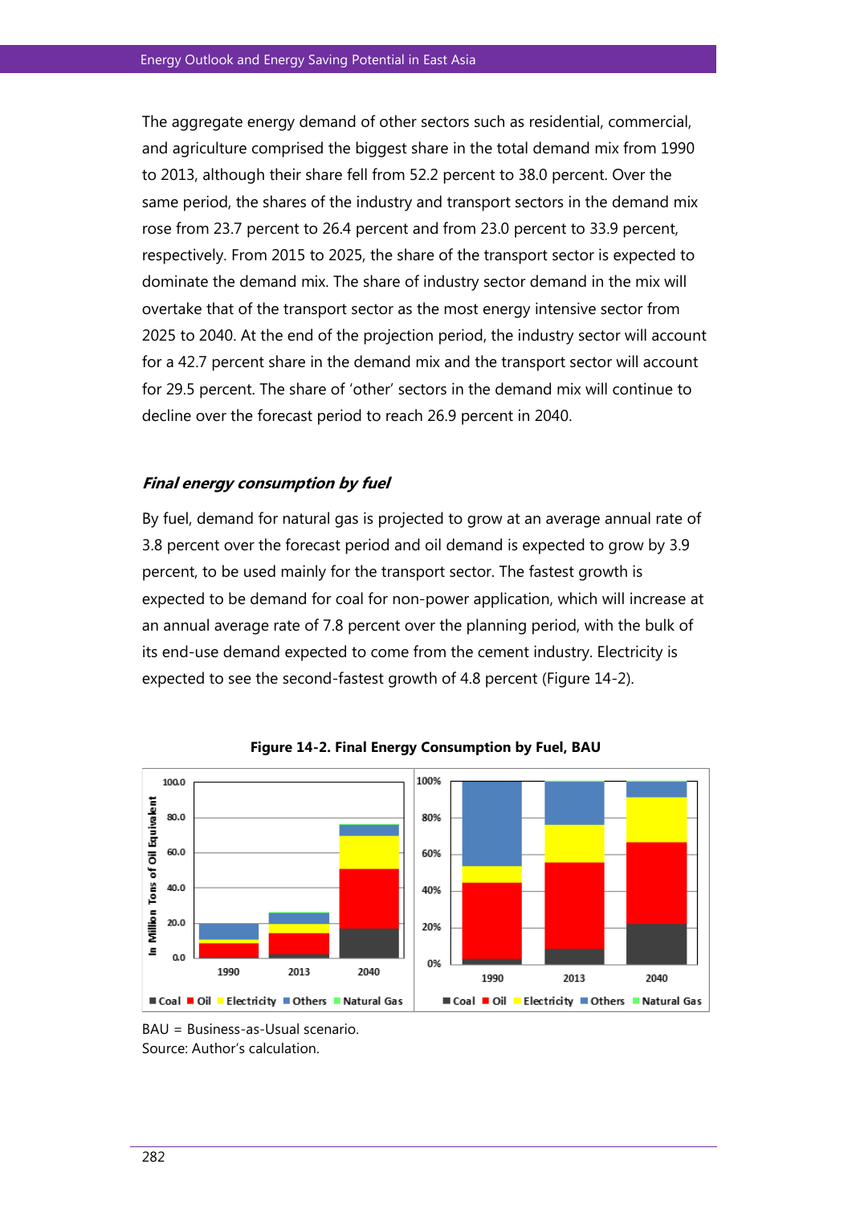The aggregate energy demand of other sectors such as residential, commercial, and agriculture comprised the biggest share in the total demand mix from 1990 to 2013, although their share fell from 52.2 percent to 38.0 percent. Over the same period, the shares of the industry and transport sectors in the demand mix rose from 23.7 percent to 26.4 percent and from 23.0 percent to 33.9 percent, respectively. From 2015 to 2025, the share of the transport sector is expected to dominate the demand mix. The share of industry sector demand in the mix will overtake that of the transport sector as the most energy intensive sector from 2025 to 2040. At the end of the projection period, the industry sector will account for a 42.7 percent share in the demand mix and the transport sector will account for 29.5 percent. The share of 'other' sectors in the demand mix will continue to decline over the forecast period to reach 26.9 percent in 2040.

### *Final energy consumption by fuel*

By fuel, demand for natural gas is projected to grow at an average annual rate of 3.8 percent over the forecast period and oil demand is expected to grow by 3.9 percent, to be used mainly for the transport sector. The fastest growth is expected to be demand for coal for non-power application, which will increase at an annual average rate of 7.8 percent over the planning period, with the bulk of its end-use demand expected to come from the cement industry. Electricity is expected to see the second-fastest growth of 4.8 percent (Figure 14-2).

**Figure 14-2. Final Energy Consumption by Fuel, BAU**

BAU = Business-as-Usual scenario.
Source: Author's calculation.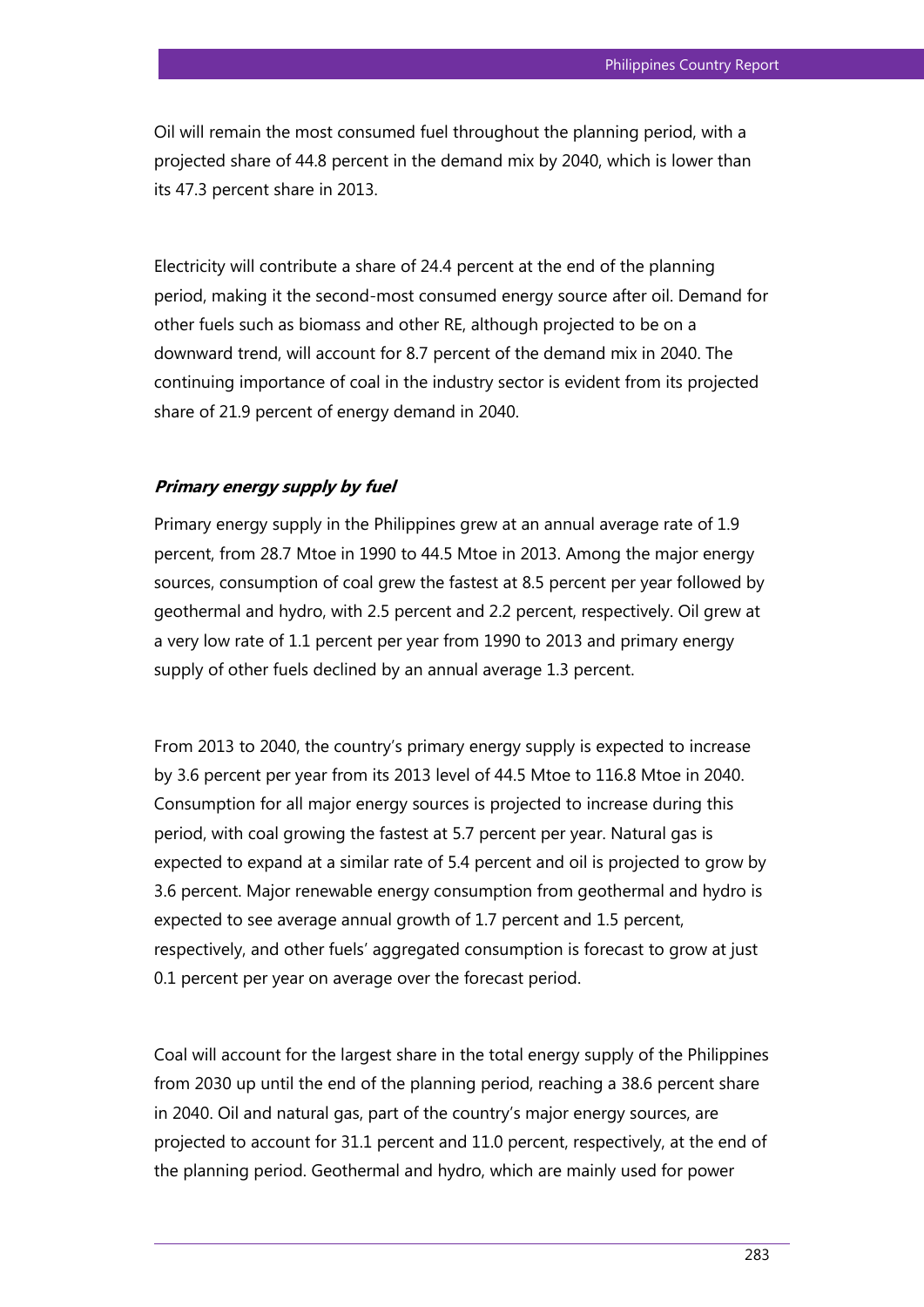Oil will remain the most consumed fuel throughout the planning period, with a projected share of 44.8 percent in the demand mix by 2040, which is lower than its 47.3 percent share in 2013.

Electricity will contribute a share of 24.4 percent at the end of the planning period, making it the second-most consumed energy source after oil. Demand for other fuels such as biomass and other RE, although projected to be on a downward trend, will account for 8.7 percent of the demand mix in 2040. The continuing importance of coal in the industry sector is evident from its projected share of 21.9 percent of energy demand in 2040.

***Primary energy supply by fuel***

Primary energy supply in the Philippines grew at an annual average rate of 1.9 percent, from 28.7 Mtoe in 1990 to 44.5 Mtoe in 2013. Among the major energy sources, consumption of coal grew the fastest at 8.5 percent per year followed by geothermal and hydro, with 2.5 percent and 2.2 percent, respectively. Oil grew at a very low rate of 1.1 percent per year from 1990 to 2013 and primary energy supply of other fuels declined by an annual average 1.3 percent.

From 2013 to 2040, the country's primary energy supply is expected to increase by 3.6 percent per year from its 2013 level of 44.5 Mtoe to 116.8 Mtoe in 2040. Consumption for all major energy sources is projected to increase during this period, with coal growing the fastest at 5.7 percent per year. Natural gas is expected to expand at a similar rate of 5.4 percent and oil is projected to grow by 3.6 percent. Major renewable energy consumption from geothermal and hydro is expected to see average annual growth of 1.7 percent and 1.5 percent, respectively, and other fuels' aggregated consumption is forecast to grow at just 0.1 percent per year on average over the forecast period.

Coal will account for the largest share in the total energy supply of the Philippines from 2030 up until the end of the planning period, reaching a 38.6 percent share in 2040. Oil and natural gas, part of the country's major energy sources, are projected to account for 31.1 percent and 11.0 percent, respectively, at the end of the planning period. Geothermal and hydro, which are mainly used for power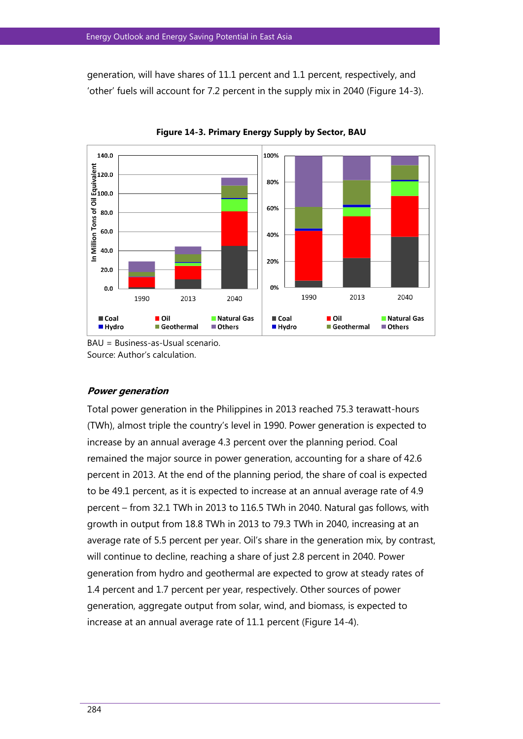generation, will have shares of 11.1 percent and 1.1 percent, respectively, and 'other' fuels will account for 7.2 percent in the supply mix in 2040 (Figure 14-3).

**Figure 14-3. Primary Energy Supply by Sector, BAU**

BAU = Business-as-Usual scenario.
Source: Author's calculation.

***Power generation***

Total power generation in the Philippines in 2013 reached 75.3 terawatt-hours (TWh), almost triple the country's level in 1990. Power generation is expected to increase by an annual average 4.3 percent over the planning period. Coal remained the major source in power generation, accounting for a share of 42.6 percent in 2013. At the end of the planning period, the share of coal is expected to be 49.1 percent, as it is expected to increase at an annual average rate of 4.9 percent – from 32.1 TWh in 2013 to 116.5 TWh in 2040. Natural gas follows, with growth in output from 18.8 TWh in 2013 to 79.3 TWh in 2040, increasing at an average rate of 5.5 percent per year. Oil's share in the generation mix, by contrast, will continue to decline, reaching a share of just 2.8 percent in 2040. Power generation from hydro and geothermal are expected to grow at steady rates of 1.4 percent and 1.7 percent per year, respectively. Other sources of power generation, aggregate output from solar, wind, and biomass, is expected to increase at an annual average rate of 11.1 percent (Figure 14-4).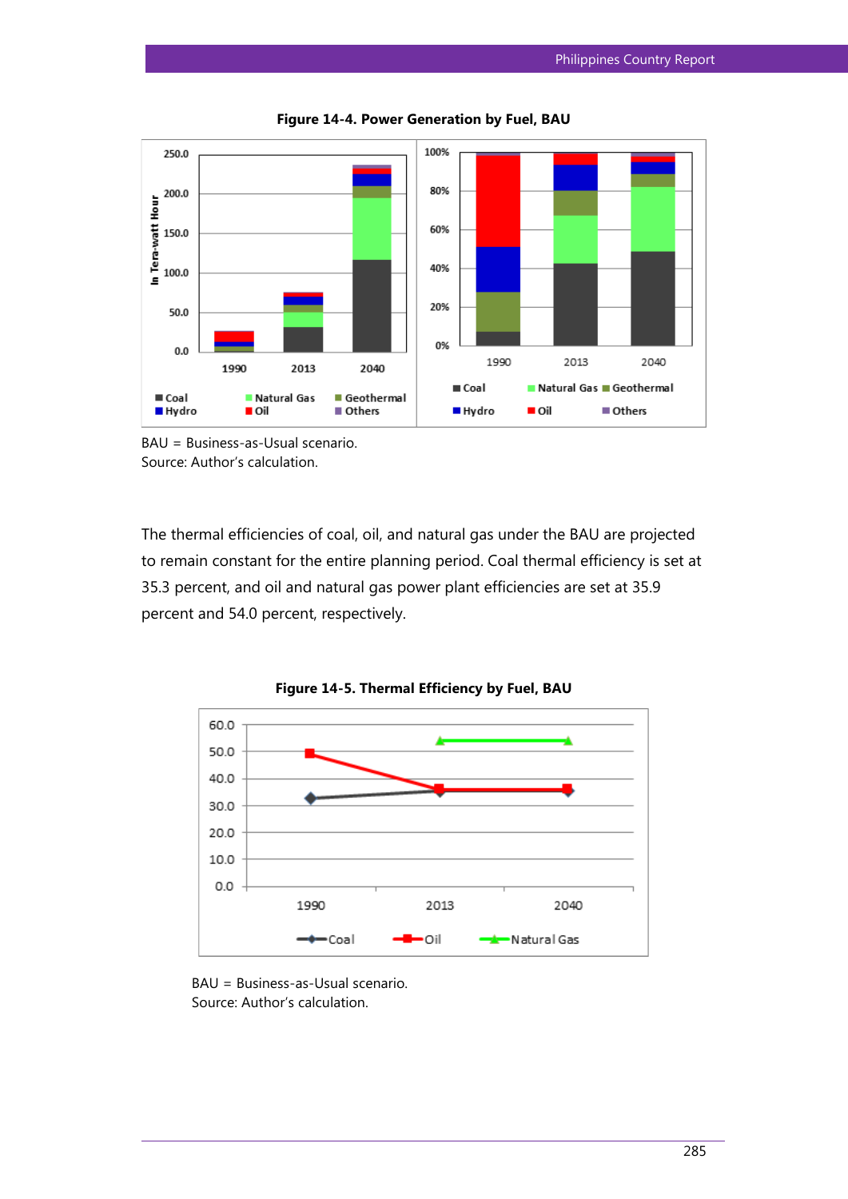**Figure 14-4. Power Generation by Fuel, BAU**

BAU = Business-as-Usual scenario.
Source: Author's calculation.

The thermal efficiencies of coal, oil, and natural gas under the BAU are projected to remain constant for the entire planning period. Coal thermal efficiency is set at 35.3 percent, and oil and natural gas power plant efficiencies are set at 35.9 percent and 54.0 percent, respectively.

**Figure 14-5. Thermal Efficiency by Fuel, BAU**

BAU = Business-as-Usual scenario.
Source: Author's calculation.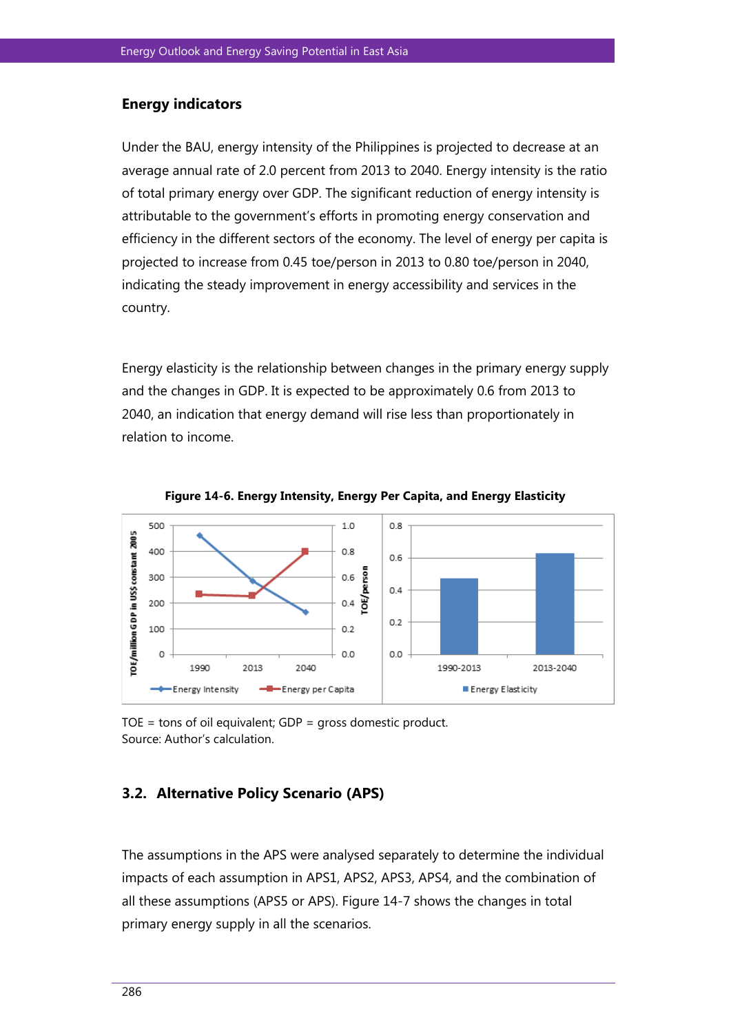### Energy indicators

Under the BAU, energy intensity of the Philippines is projected to decrease at an average annual rate of 2.0 percent from 2013 to 2040. Energy intensity is the ratio of total primary energy over GDP. The significant reduction of energy intensity is attributable to the government's efforts in promoting energy conservation and efficiency in the different sectors of the economy. The level of energy per capita is projected to increase from 0.45 toe/person in 2013 to 0.80 toe/person in 2040, indicating the steady improvement in energy accessibility and services in the country.

Energy elasticity is the relationship between changes in the primary energy supply and the changes in GDP. It is expected to be approximately 0.6 from 2013 to 2040, an indication that energy demand will rise less than proportionately in relation to income.

**Figure 14-6. Energy Intensity, Energy Per Capita, and Energy Elasticity**

TOE = tons of oil equivalent; GDP = gross domestic product.
Source: Author's calculation.

## 3.2. Alternative Policy Scenario (APS)

The assumptions in the APS were analysed separately to determine the individual impacts of each assumption in APS1, APS2, APS3, APS4, and the combination of all these assumptions (APS5 or APS). Figure 14-7 shows the changes in total primary energy supply in all the scenarios.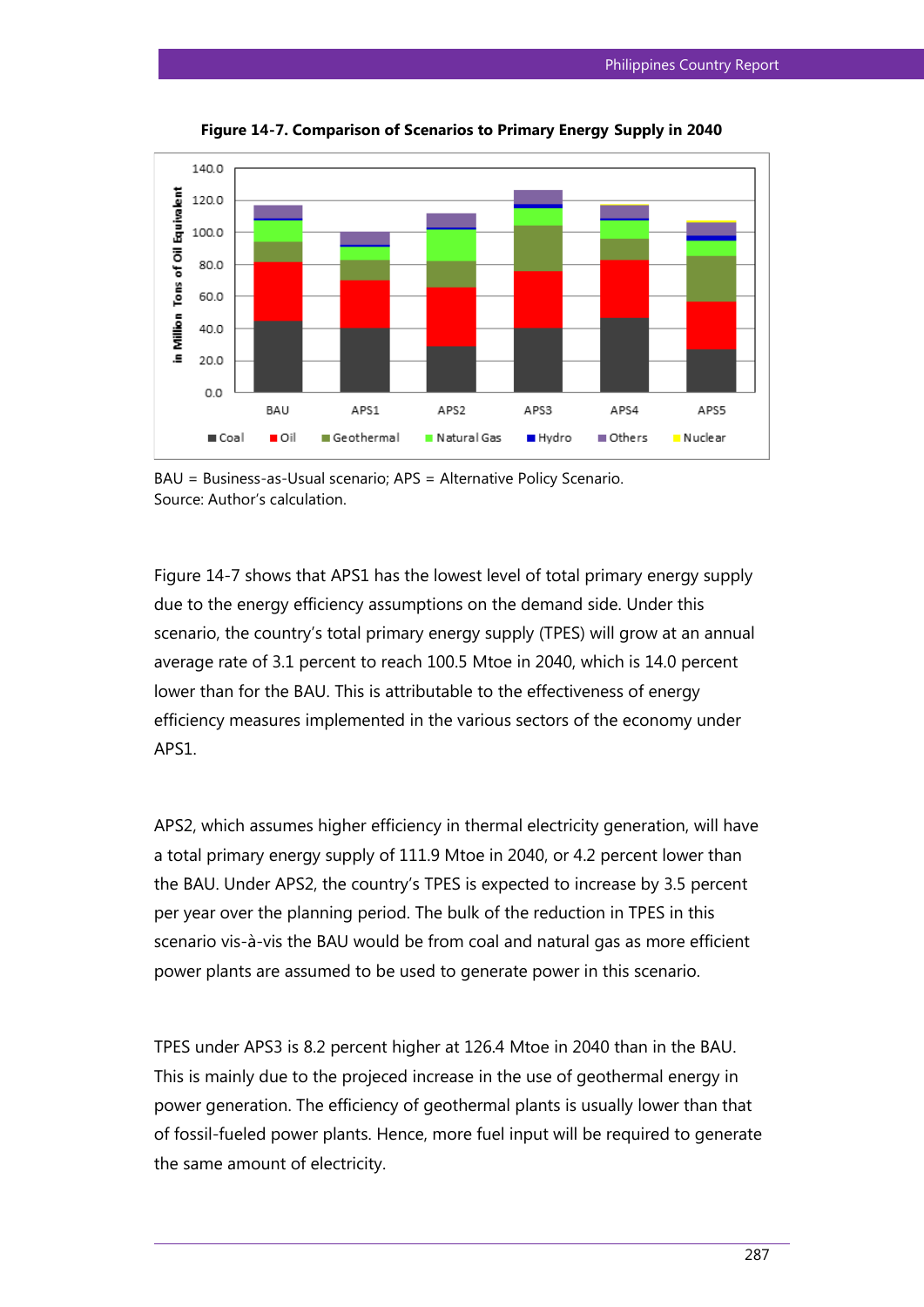**Figure 14-7. Comparison of Scenarios to Primary Energy Supply in 2040**

BAU = Business-as-Usual scenario; APS = Alternative Policy Scenario.
Source: Author's calculation.

Figure 14-7 shows that APS1 has the lowest level of total primary energy supply due to the energy efficiency assumptions on the demand side. Under this scenario, the country's total primary energy supply (TPES) will grow at an annual average rate of 3.1 percent to reach 100.5 Mtoe in 2040, which is 14.0 percent lower than for the BAU. This is attributable to the effectiveness of energy efficiency measures implemented in the various sectors of the economy under APS1.

APS2, which assumes higher efficiency in thermal electricity generation, will have a total primary energy supply of 111.9 Mtoe in 2040, or 4.2 percent lower than the BAU. Under APS2, the country's TPES is expected to increase by 3.5 percent per year over the planning period. The bulk of the reduction in TPES in this scenario vis-à-vis the BAU would be from coal and natural gas as more efficient power plants are assumed to be used to generate power in this scenario.

TPES under APS3 is 8.2 percent higher at 126.4 Mtoe in 2040 than in the BAU. This is mainly due to the projeced increase in the use of geothermal energy in power generation. The efficiency of geothermal plants is usually lower than that of fossil-fueled power plants. Hence, more fuel input will be required to generate the same amount of electricity.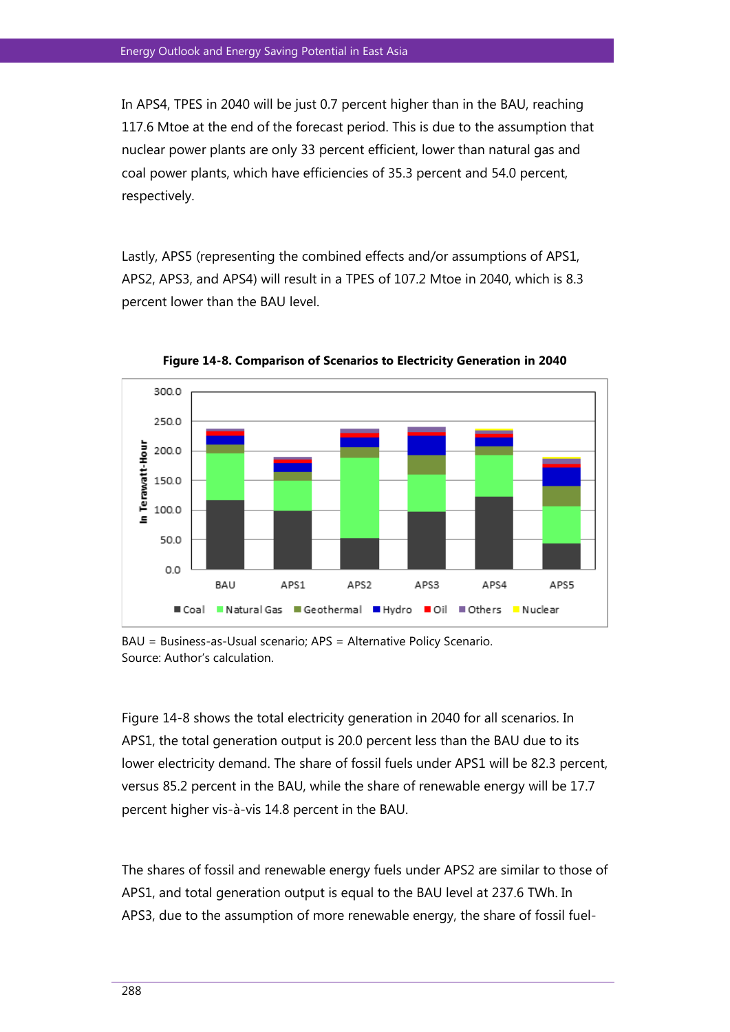In APS4, TPES in 2040 will be just 0.7 percent higher than in the BAU, reaching 117.6 Mtoe at the end of the forecast period. This is due to the assumption that nuclear power plants are only 33 percent efficient, lower than natural gas and coal power plants, which have efficiencies of 35.3 percent and 54.0 percent, respectively.

Lastly, APS5 (representing the combined effects and/or assumptions of APS1, APS2, APS3, and APS4) will result in a TPES of 107.2 Mtoe in 2040, which is 8.3 percent lower than the BAU level.

**Figure 14-8. Comparison of Scenarios to Electricity Generation in 2040**

BAU = Business-as-Usual scenario; APS = Alternative Policy Scenario.
Source: Author's calculation.

Figure 14-8 shows the total electricity generation in 2040 for all scenarios. In APS1, the total generation output is 20.0 percent less than the BAU due to its lower electricity demand. The share of fossil fuels under APS1 will be 82.3 percent, versus 85.2 percent in the BAU, while the share of renewable energy will be 17.7 percent higher vis-à-vis 14.8 percent in the BAU.

The shares of fossil and renewable energy fuels under APS2 are similar to those of APS1, and total generation output is equal to the BAU level at 237.6 TWh. In APS3, due to the assumption of more renewable energy, the share of fossil fuel-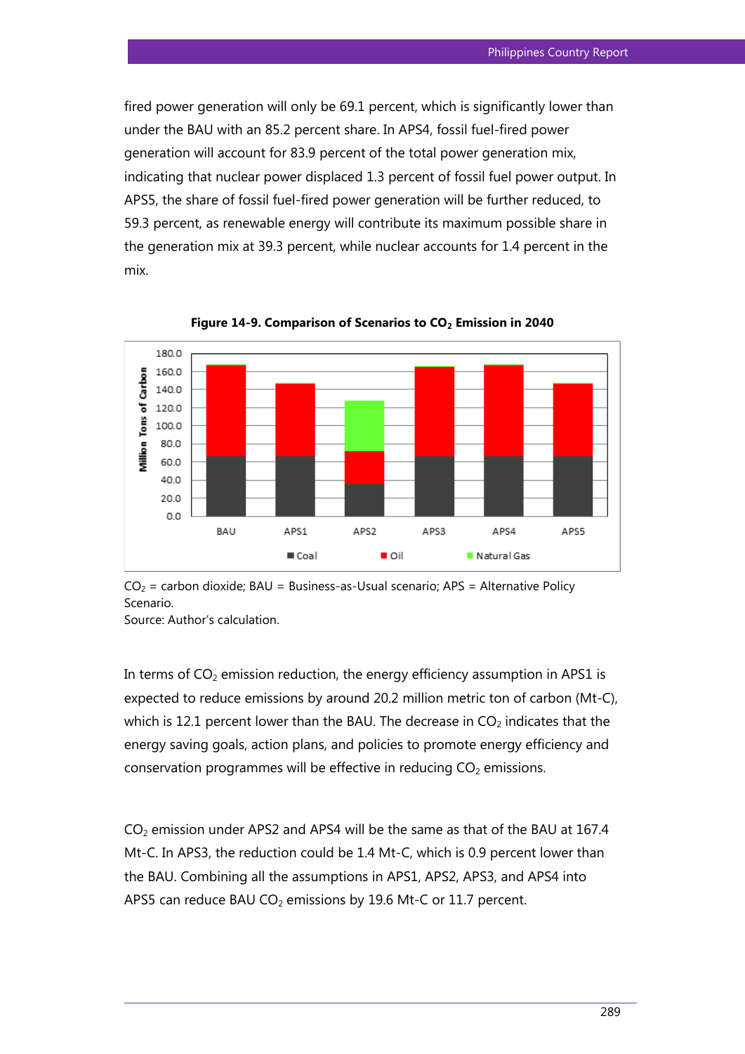fired power generation will only be 69.1 percent, which is significantly lower than under the BAU with an 85.2 percent share. In APS4, fossil fuel-fired power generation will account for 83.9 percent of the total power generation mix, indicating that nuclear power displaced 1.3 percent of fossil fuel power output. In APS5, the share of fossil fuel-fired power generation will be further reduced, to 59.3 percent, as renewable energy will contribute its maximum possible share in the generation mix at 39.3 percent, while nuclear accounts for 1.4 percent in the mix.

**Figure 14-9. Comparison of Scenarios to $CO_2$ Emission in 2040**

$CO_2$ = carbon dioxide; BAU = Business-as-Usual scenario; APS = Alternative Policy Scenario.
Source: Author's calculation.

In terms of $CO_2$ emission reduction, the energy efficiency assumption in APS1 is expected to reduce emissions by around 20.2 million metric ton of carbon (Mt-C), which is 12.1 percent lower than the BAU. The decrease in $CO_2$ indicates that the energy saving goals, action plans, and policies to promote energy efficiency and conservation programmes will be effective in reducing $CO_2$ emissions.

$CO_2$ emission under APS2 and APS4 will be the same as that of the BAU at 167.4 Mt-C. In APS3, the reduction could be 1.4 Mt-C, which is 0.9 percent lower than the BAU. Combining all the assumptions in APS1, APS2, APS3, and APS4 into APS5 can reduce BAU $CO_2$ emissions by 19.6 Mt-C or 11.7 percent.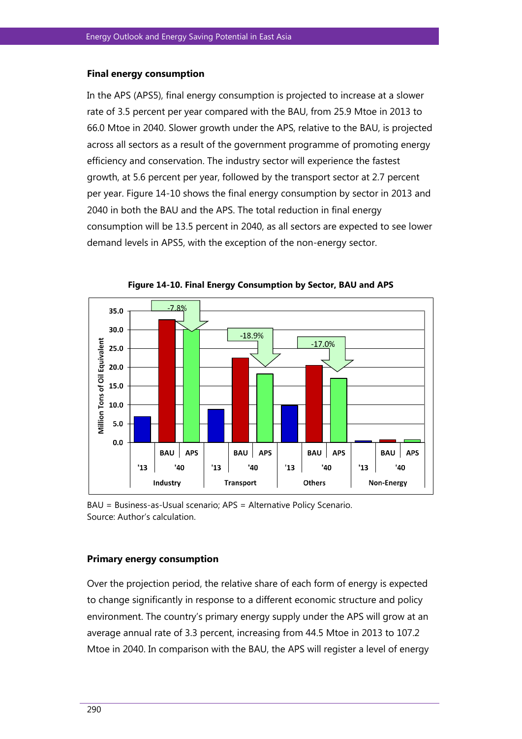### Final energy consumption

In the APS (APS5), final energy consumption is projected to increase at a slower rate of 3.5 percent per year compared with the BAU, from 25.9 Mtoe in 2013 to 66.0 Mtoe in 2040. Slower growth under the APS, relative to the BAU, is projected across all sectors as a result of the government programme of promoting energy efficiency and conservation. The industry sector will experience the fastest growth, at 5.6 percent per year, followed by the transport sector at 2.7 percent per year. Figure 14-10 shows the final energy consumption by sector in 2013 and 2040 in both the BAU and the APS. The total reduction in final energy consumption will be 13.5 percent in 2040, as all sectors are expected to see lower demand levels in APS5, with the exception of the non-energy sector.

**Figure 14-10. Final Energy Consumption by Sector, BAU and APS**

BAU = Business-as-Usual scenario; APS = Alternative Policy Scenario.
Source: Author's calculation.

### Primary energy consumption

Over the projection period, the relative share of each form of energy is expected to change significantly in response to a different economic structure and policy environment. The country's primary energy supply under the APS will grow at an average annual rate of 3.3 percent, increasing from 44.5 Mtoe in 2013 to 107.2 Mtoe in 2040. In comparison with the BAU, the APS will register a level of energy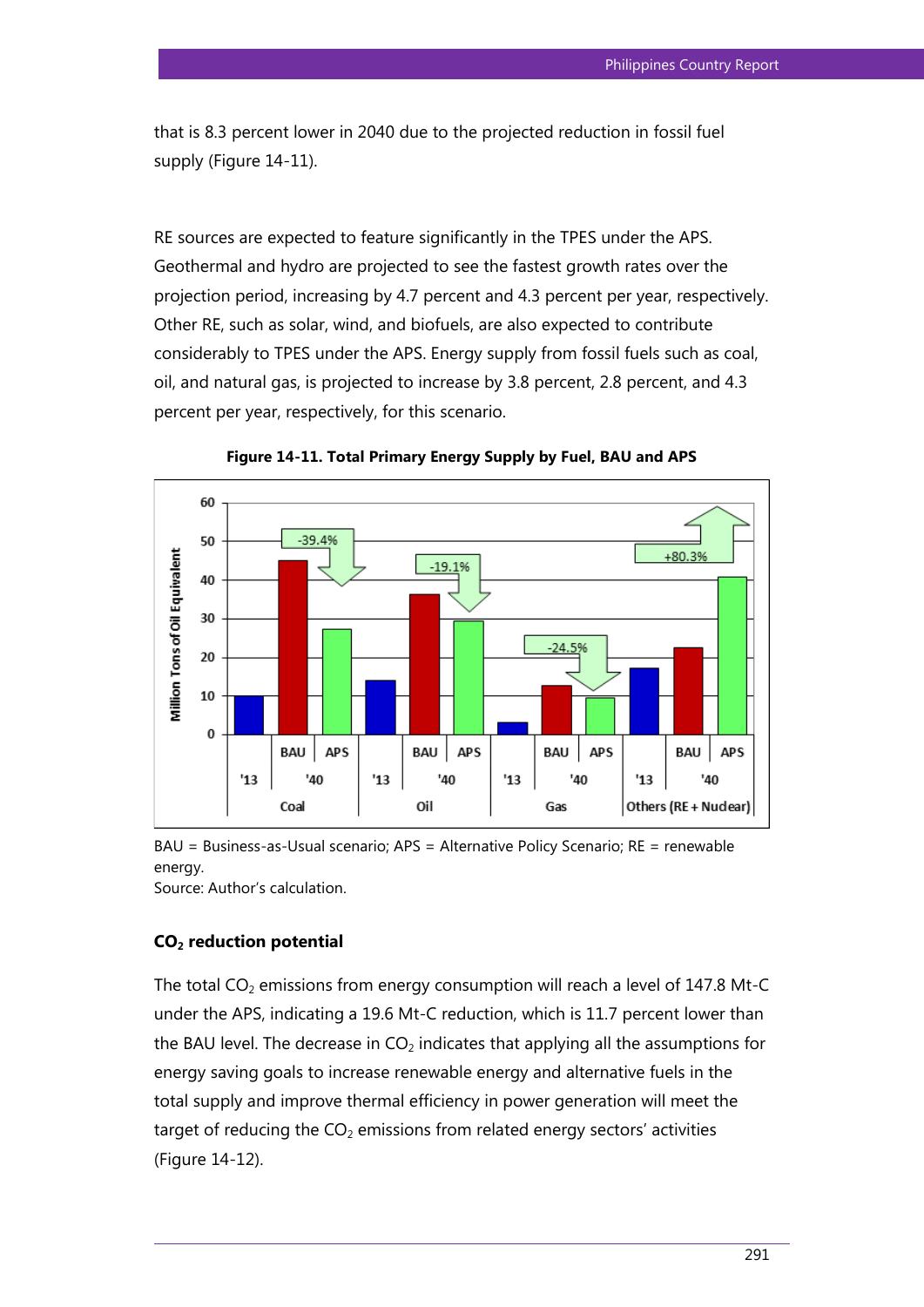that is 8.3 percent lower in 2040 due to the projected reduction in fossil fuel supply (Figure 14-11).

RE sources are expected to feature significantly in the TPES under the APS. Geothermal and hydro are projected to see the fastest growth rates over the projection period, increasing by 4.7 percent and 4.3 percent per year, respectively. Other RE, such as solar, wind, and biofuels, are also expected to contribute considerably to TPES under the APS. Energy supply from fossil fuels such as coal, oil, and natural gas, is projected to increase by 3.8 percent, 2.8 percent, and 4.3 percent per year, respectively, for this scenario.

**Figure 14-11. Total Primary Energy Supply by Fuel, BAU and APS**

BAU = Business-as-Usual scenario; APS = Alternative Policy Scenario; RE = renewable energy.
Source: Author's calculation.

### $CO_2$ reduction potential

The total $CO_2$ emissions from energy consumption will reach a level of 147.8 Mt-C under the APS, indicating a 19.6 Mt-C reduction, which is 11.7 percent lower than the BAU level. The decrease in $CO_2$ indicates that applying all the assumptions for energy saving goals to increase renewable energy and alternative fuels in the total supply and improve thermal efficiency in power generation will meet the target of reducing the $CO_2$ emissions from related energy sectors' activities (Figure 14-12).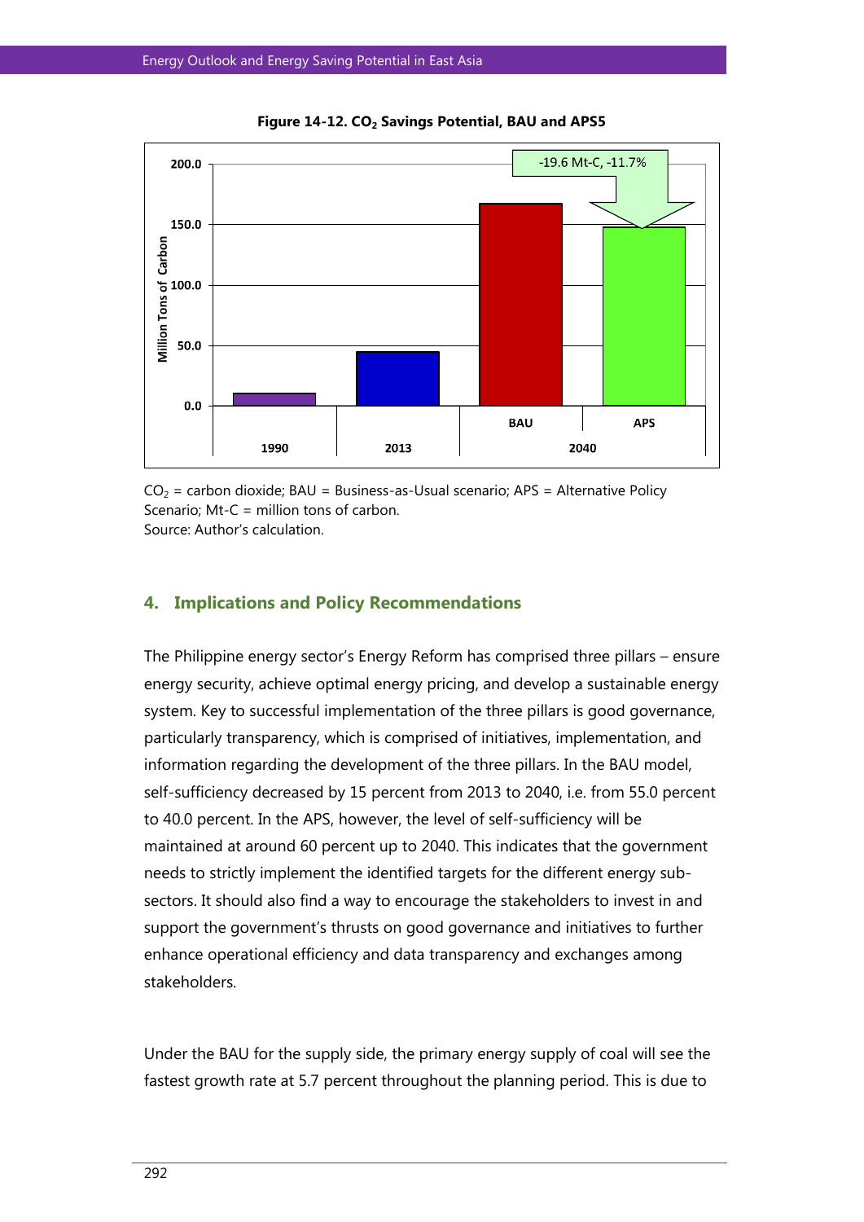**Figure 14-12. $CO_2$ Savings Potential, BAU and APS5**

$CO_2$ = carbon dioxide; BAU = Business-as-Usual scenario; APS = Alternative Policy Scenario; Mt-C = million tons of carbon.
Source: Author's calculation.

## 4. Implications and Policy Recommendations

The Philippine energy sector's Energy Reform has comprised three pillars – ensure energy security, achieve optimal energy pricing, and develop a sustainable energy system. Key to successful implementation of the three pillars is good governance, particularly transparency, which is comprised of initiatives, implementation, and information regarding the development of the three pillars. In the BAU model, self-sufficiency decreased by 15 percent from 2013 to 2040, i.e. from 55.0 percent to 40.0 percent. In the APS, however, the level of self-sufficiency will be maintained at around 60 percent up to 2040. This indicates that the government needs to strictly implement the identified targets for the different energy sub-sectors. It should also find a way to encourage the stakeholders to invest in and support the government's thrusts on good governance and initiatives to further enhance operational efficiency and data transparency and exchanges among stakeholders.

Under the BAU for the supply side, the primary energy supply of coal will see the fastest growth rate at 5.7 percent throughout the planning period. This is due to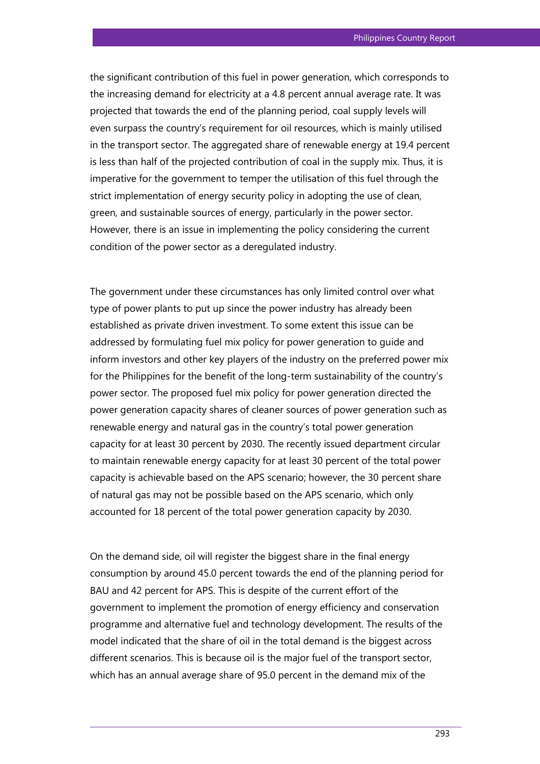the significant contribution of this fuel in power generation, which corresponds to the increasing demand for electricity at a 4.8 percent annual average rate. It was projected that towards the end of the planning period, coal supply levels will even surpass the country's requirement for oil resources, which is mainly utilised in the transport sector. The aggregated share of renewable energy at 19.4 percent is less than half of the projected contribution of coal in the supply mix. Thus, it is imperative for the government to temper the utilisation of this fuel through the strict implementation of energy security policy in adopting the use of clean, green, and sustainable sources of energy, particularly in the power sector. However, there is an issue in implementing the policy considering the current condition of the power sector as a deregulated industry.

The government under these circumstances has only limited control over what type of power plants to put up since the power industry has already been established as private driven investment. To some extent this issue can be addressed by formulating fuel mix policy for power generation to guide and inform investors and other key players of the industry on the preferred power mix for the Philippines for the benefit of the long-term sustainability of the country's power sector. The proposed fuel mix policy for power generation directed the power generation capacity shares of cleaner sources of power generation such as renewable energy and natural gas in the country's total power generation capacity for at least 30 percent by 2030. The recently issued department circular to maintain renewable energy capacity for at least 30 percent of the total power capacity is achievable based on the APS scenario; however, the 30 percent share of natural gas may not be possible based on the APS scenario, which only accounted for 18 percent of the total power generation capacity by 2030.

On the demand side, oil will register the biggest share in the final energy consumption by around 45.0 percent towards the end of the planning period for BAU and 42 percent for APS. This is despite of the current effort of the government to implement the promotion of energy efficiency and conservation programme and alternative fuel and technology development. The results of the model indicated that the share of oil in the total demand is the biggest across different scenarios. This is because oil is the major fuel of the transport sector, which has an annual average share of 95.0 percent in the demand mix of the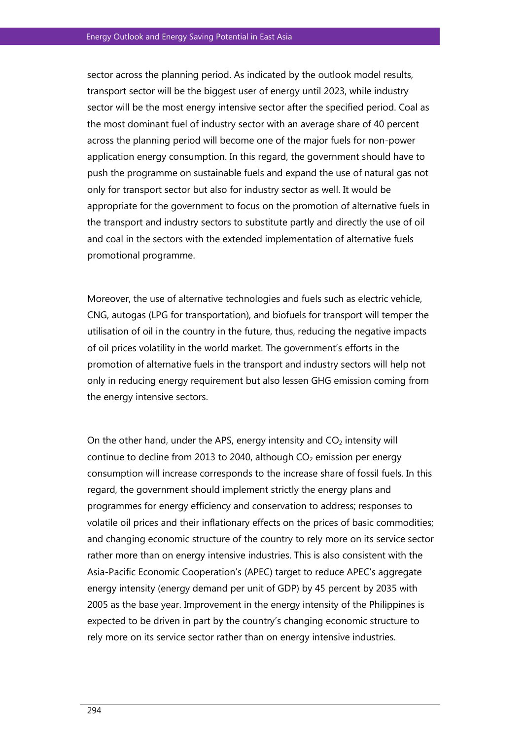sector across the planning period. As indicated by the outlook model results, transport sector will be the biggest user of energy until 2023, while industry sector will be the most energy intensive sector after the specified period. Coal as the most dominant fuel of industry sector with an average share of 40 percent across the planning period will become one of the major fuels for non-power application energy consumption. In this regard, the government should have to push the programme on sustainable fuels and expand the use of natural gas not only for transport sector but also for industry sector as well. It would be appropriate for the government to focus on the promotion of alternative fuels in the transport and industry sectors to substitute partly and directly the use of oil and coal in the sectors with the extended implementation of alternative fuels promotional programme.

Moreover, the use of alternative technologies and fuels such as electric vehicle, CNG, autogas (LPG for transportation), and biofuels for transport will temper the utilisation of oil in the country in the future, thus, reducing the negative impacts of oil prices volatility in the world market. The government's efforts in the promotion of alternative fuels in the transport and industry sectors will help not only in reducing energy requirement but also lessen GHG emission coming from the energy intensive sectors.

On the other hand, under the APS, energy intensity and $CO_2$ intensity will continue to decline from 2013 to 2040, although $CO_2$ emission per energy consumption will increase corresponds to the increase share of fossil fuels. In this regard, the government should implement strictly the energy plans and programmes for energy efficiency and conservation to address; responses to volatile oil prices and their inflationary effects on the prices of basic commodities; and changing economic structure of the country to rely more on its service sector rather more than on energy intensive industries. This is also consistent with the Asia-Pacific Economic Cooperation's (APEC) target to reduce APEC's aggregate energy intensity (energy demand per unit of GDP) by 45 percent by 2035 with 2005 as the base year. Improvement in the energy intensity of the Philippines is expected to be driven in part by the country's changing economic structure to rely more on its service sector rather than on energy intensive industries.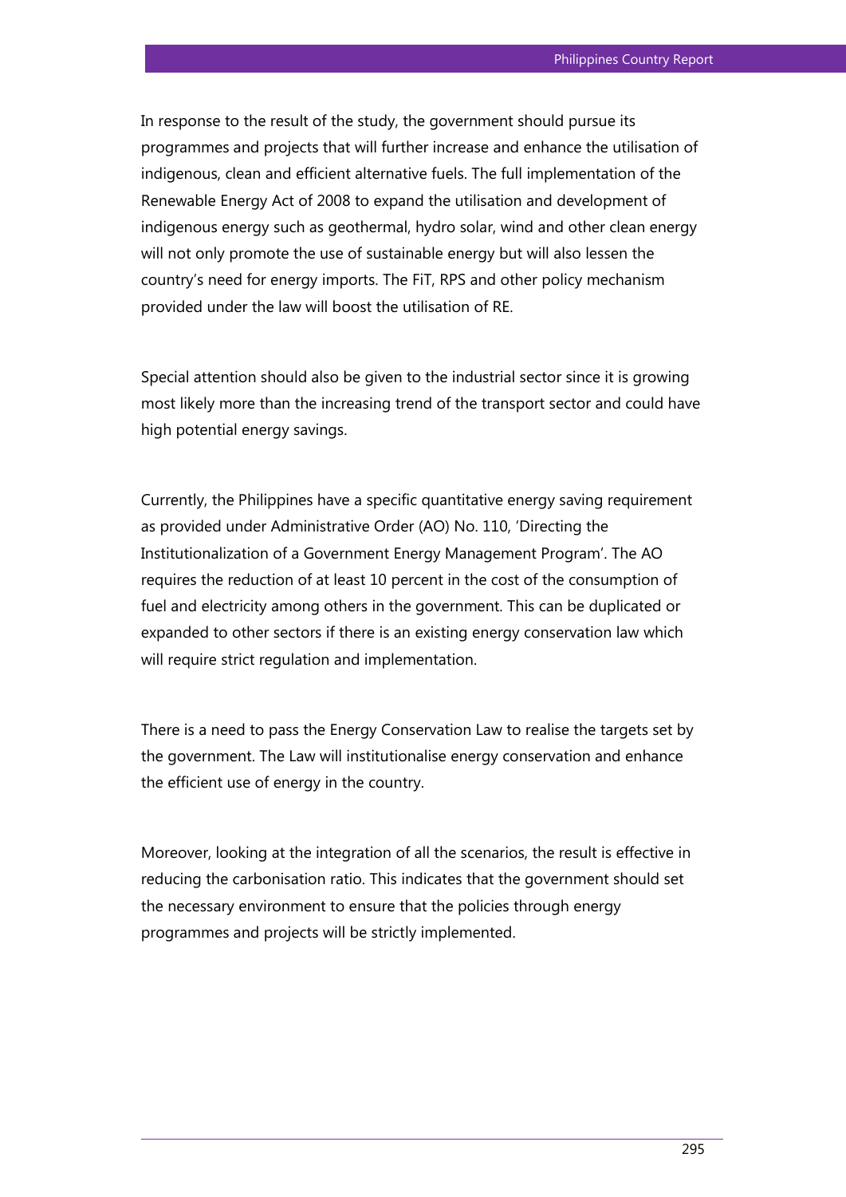In response to the result of the study, the government should pursue its programmes and projects that will further increase and enhance the utilisation of indigenous, clean and efficient alternative fuels. The full implementation of the Renewable Energy Act of 2008 to expand the utilisation and development of indigenous energy such as geothermal, hydro solar, wind and other clean energy will not only promote the use of sustainable energy but will also lessen the country's need for energy imports. The FiT, RPS and other policy mechanism provided under the law will boost the utilisation of RE.

Special attention should also be given to the industrial sector since it is growing most likely more than the increasing trend of the transport sector and could have high potential energy savings.

Currently, the Philippines have a specific quantitative energy saving requirement as provided under Administrative Order (AO) No. 110, 'Directing the Institutionalization of a Government Energy Management Program'. The AO requires the reduction of at least 10 percent in the cost of the consumption of fuel and electricity among others in the government. This can be duplicated or expanded to other sectors if there is an existing energy conservation law which will require strict regulation and implementation.

There is a need to pass the Energy Conservation Law to realise the targets set by the government. The Law will institutionalise energy conservation and enhance the efficient use of energy in the country.

Moreover, looking at the integration of all the scenarios, the result is effective in reducing the carbonisation ratio. This indicates that the government should set the necessary environment to ensure that the policies through energy programmes and projects will be strictly implemented.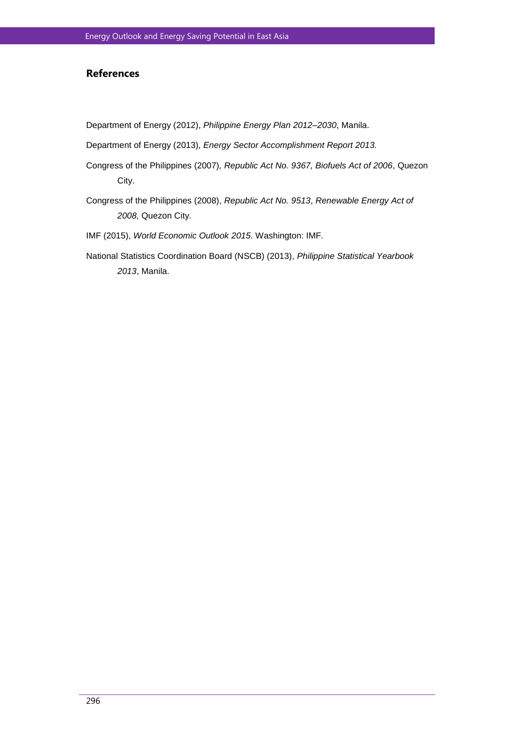## References

Department of Energy (2012), *Philippine Energy Plan 2012–2030*, Manila.

Department of Energy (2013)*, Energy Sector Accomplishment Report 2013.*

Congress of the Philippines (2007)*, Republic Act No. 9367, Biofuels Act of 2006*, Quezon City.

Congress of the Philippines (2008), *Republic Act No. 9513*, *Renewable Energy Act of 2008,* Quezon City.

IMF (2015), *World Economic Outlook 2015*. Washington: IMF.

National Statistics Coordination Board (NSCB) (2013), *Philippine Statistical Yearbook 2013*, Manila.